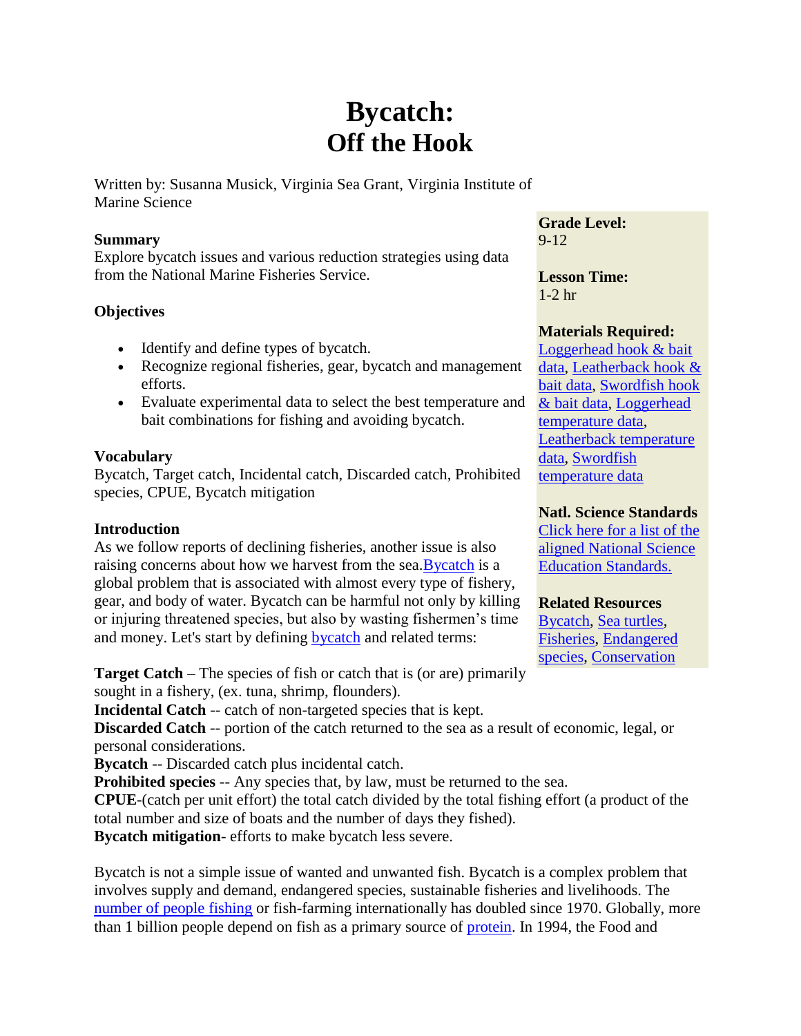# Bycatch:
# Off the Hook

Written by: Susanna Musick, Virginia Sea Grant, Virginia Institute of Marine Science

**Summary**
Explore bycatch issues and various reduction strategies using data from the National Marine Fisheries Service.

**Objectives**

- Identify and define types of bycatch.
- Recognize regional fisheries, gear, bycatch and management efforts.
- Evaluate experimental data to select the best temperature and bait combinations for fishing and avoiding bycatch.

**Vocabulary**
Bycatch, Target catch, Incidental catch, Discarded catch, Prohibited species, CPUE, Bycatch mitigation

**Introduction**
As we follow reports of declining fisheries, another issue is also raising concerns about how we harvest from the sea. Bycatch is a global problem that is associated with almost every type of fishery, gear, and body of water. Bycatch can be harmful not only by killing or injuring threatened species, but also by wasting fishermen's time and money. Let's start by defining bycatch and related terms:

**Grade Level:**
9-12

**Lesson Time:**
1-2 hr

**Materials Required:**
Loggerhead hook & bait data, Leatherback hook & bait data, Swordfish hook & bait data, Loggerhead temperature data, Leatherback temperature data, Swordfish temperature data

**Natl. Science Standards**
Click here for a list of the aligned National Science Education Standards.

**Related Resources**
Bycatch, Sea turtles, Fisheries, Endangered species, Conservation

**Target Catch** – The species of fish or catch that is (or are) primarily sought in a fishery, (ex. tuna, shrimp, flounders).
**Incidental Catch** -- catch of non-targeted species that is kept.
**Discarded Catch** -- portion of the catch returned to the sea as a result of economic, legal, or personal considerations.
**Bycatch** -- Discarded catch plus incidental catch.
**Prohibited species** -- Any species that, by law, must be returned to the sea.
**CPUE**-(catch per unit effort) the total catch divided by the total fishing effort (a product of the total number and size of boats and the number of days they fished).
**Bycatch mitigation**- efforts to make bycatch less severe.

Bycatch is not a simple issue of wanted and unwanted fish. Bycatch is a complex problem that involves supply and demand, endangered species, sustainable fisheries and livelihoods. The number of people fishing or fish-farming internationally has doubled since 1970. Globally, more than 1 billion people depend on fish as a primary source of protein. In 1994, the Food and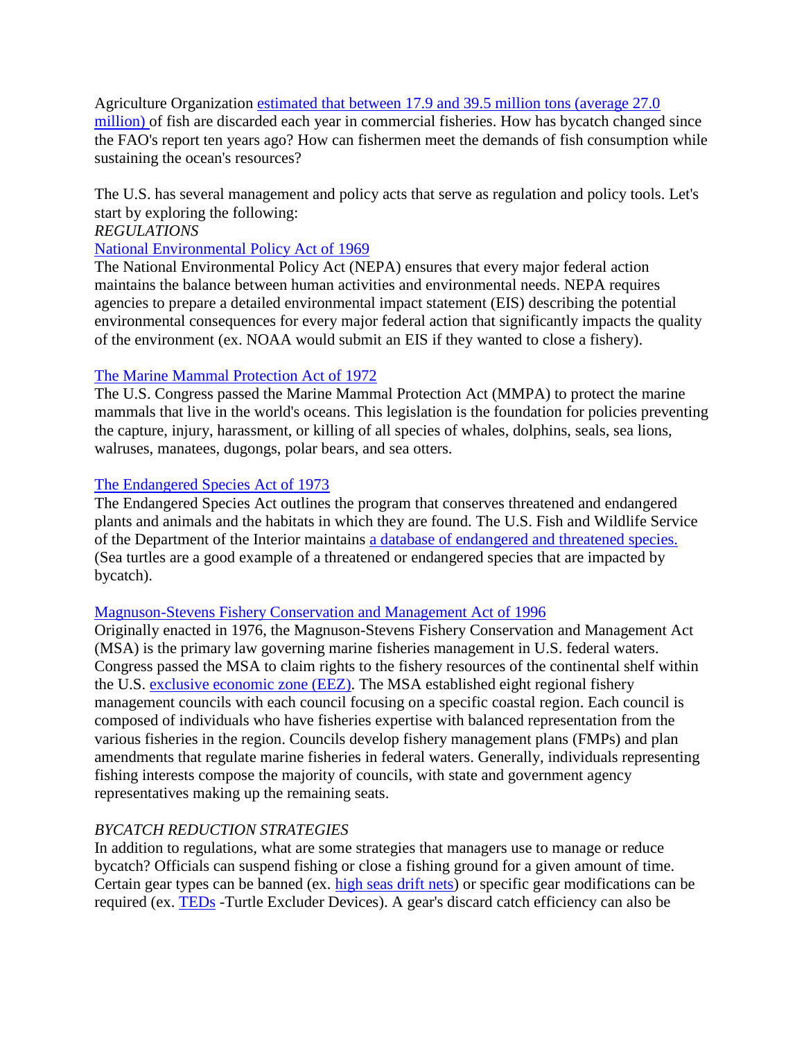Agriculture Organization estimated that between 17.9 and 39.5 million tons (average 27.0 million) of fish are discarded each year in commercial fisheries. How has bycatch changed since the FAO's report ten years ago? How can fishermen meet the demands of fish consumption while sustaining the ocean's resources?

The U.S. has several management and policy acts that serve as regulation and policy tools. Let's start by exploring the following:

*REGULATIONS*

National Environmental Policy Act of 1969

The National Environmental Policy Act (NEPA) ensures that every major federal action maintains the balance between human activities and environmental needs. NEPA requires agencies to prepare a detailed environmental impact statement (EIS) describing the potential environmental consequences for every major federal action that significantly impacts the quality of the environment (ex. NOAA would submit an EIS if they wanted to close a fishery).

The Marine Mammal Protection Act of 1972

The U.S. Congress passed the Marine Mammal Protection Act (MMPA) to protect the marine mammals that live in the world's oceans. This legislation is the foundation for policies preventing the capture, injury, harassment, or killing of all species of whales, dolphins, seals, sea lions, walruses, manatees, dugongs, polar bears, and sea otters.

The Endangered Species Act of 1973

The Endangered Species Act outlines the program that conserves threatened and endangered plants and animals and the habitats in which they are found. The U.S. Fish and Wildlife Service of the Department of the Interior maintains a database of endangered and threatened species. (Sea turtles are a good example of a threatened or endangered species that are impacted by bycatch).

Magnuson-Stevens Fishery Conservation and Management Act of 1996

Originally enacted in 1976, the Magnuson-Stevens Fishery Conservation and Management Act (MSA) is the primary law governing marine fisheries management in U.S. federal waters. Congress passed the MSA to claim rights to the fishery resources of the continental shelf within the U.S. exclusive economic zone (EEZ). The MSA established eight regional fishery management councils with each council focusing on a specific coastal region. Each council is composed of individuals who have fisheries expertise with balanced representation from the various fisheries in the region. Councils develop fishery management plans (FMPs) and plan amendments that regulate marine fisheries in federal waters. Generally, individuals representing fishing interests compose the majority of councils, with state and government agency representatives making up the remaining seats.

*BYCATCH REDUCTION STRATEGIES*

In addition to regulations, what are some strategies that managers use to manage or reduce bycatch? Officials can suspend fishing or close a fishing ground for a given amount of time. Certain gear types can be banned (ex. high seas drift nets) or specific gear modifications can be required (ex. TEDs -Turtle Excluder Devices). A gear's discard catch efficiency can also be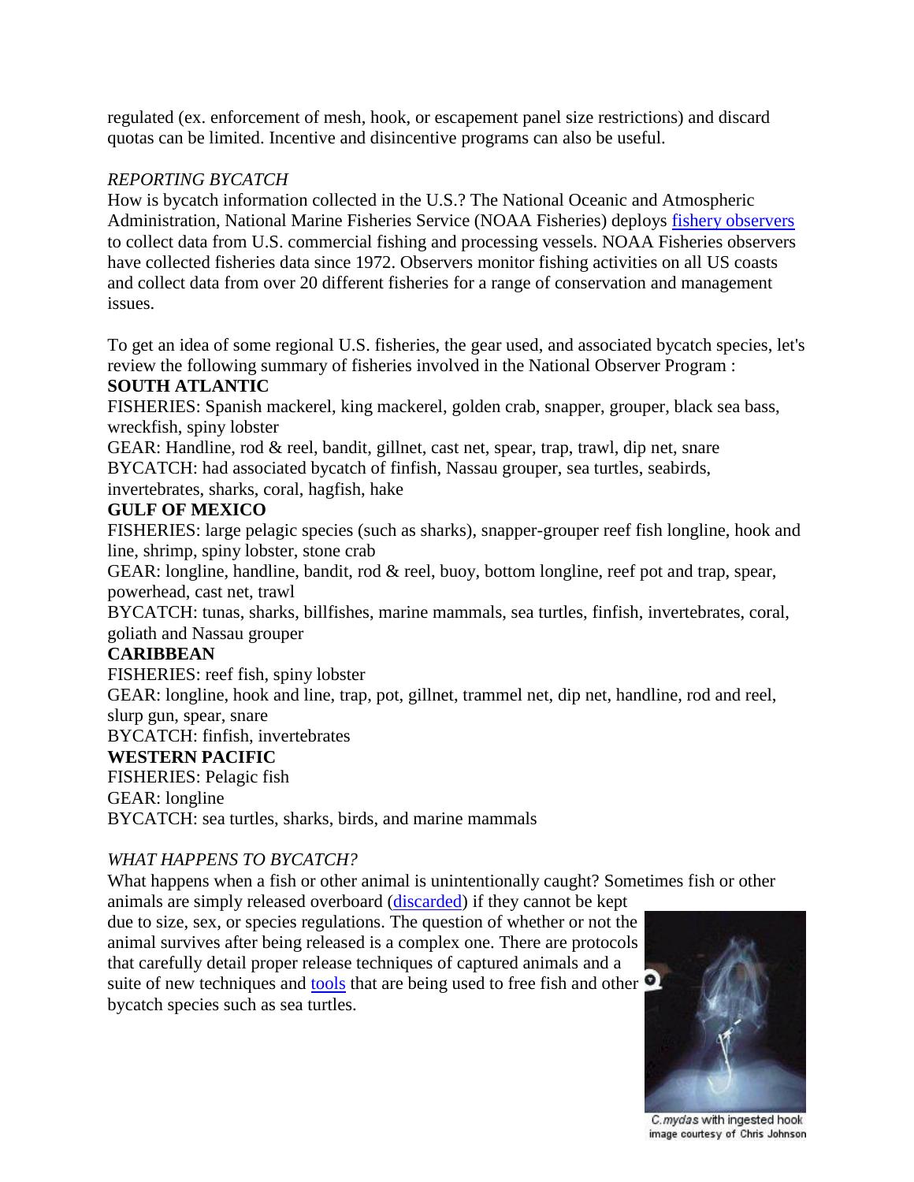regulated (ex. enforcement of mesh, hook, or escapement panel size restrictions) and discard quotas can be limited. Incentive and disincentive programs can also be useful.

*REPORTING BYCATCH*

How is bycatch information collected in the U.S.? The National Oceanic and Atmospheric Administration, National Marine Fisheries Service (NOAA Fisheries) deploys fishery observers to collect data from U.S. commercial fishing and processing vessels. NOAA Fisheries observers have collected fisheries data since 1972. Observers monitor fishing activities on all US coasts and collect data from over 20 different fisheries for a range of conservation and management issues.

To get an idea of some regional U.S. fisheries, the gear used, and associated bycatch species, let's review the following summary of fisheries involved in the National Observer Program :

**SOUTH ATLANTIC**

FISHERIES: Spanish mackerel, king mackerel, golden crab, snapper, grouper, black sea bass, wreckfish, spiny lobster

GEAR: Handline, rod & reel, bandit, gillnet, cast net, spear, trap, trawl, dip net, snare

BYCATCH: had associated bycatch of finfish, Nassau grouper, sea turtles, seabirds, invertebrates, sharks, coral, hagfish, hake

**GULF OF MEXICO**

FISHERIES: large pelagic species (such as sharks), snapper-grouper reef fish longline, hook and line, shrimp, spiny lobster, stone crab

GEAR: longline, handline, bandit, rod & reel, buoy, bottom longline, reef pot and trap, spear, powerhead, cast net, trawl

BYCATCH: tunas, sharks, billfishes, marine mammals, sea turtles, finfish, invertebrates, coral, goliath and Nassau grouper

**CARIBBEAN**

FISHERIES: reef fish, spiny lobster

GEAR: longline, hook and line, trap, pot, gillnet, trammel net, dip net, handline, rod and reel, slurp gun, spear, snare

BYCATCH: finfish, invertebrates

**WESTERN PACIFIC**

FISHERIES: Pelagic fish

GEAR: longline

BYCATCH: sea turtles, sharks, birds, and marine mammals

*WHAT HAPPENS TO BYCATCH?*

What happens when a fish or other animal is unintentionally caught? Sometimes fish or other animals are simply released overboard (discarded) if they cannot be kept due to size, sex, or species regulations. The question of whether or not the animal survives after being released is a complex one. There are protocols that carefully detail proper release techniques of captured animals and a suite of new techniques and tools that are being used to free fish and other bycatch species such as sea turtles.

*C.mydas* with ingested hook
image courtesy of Chris Johnson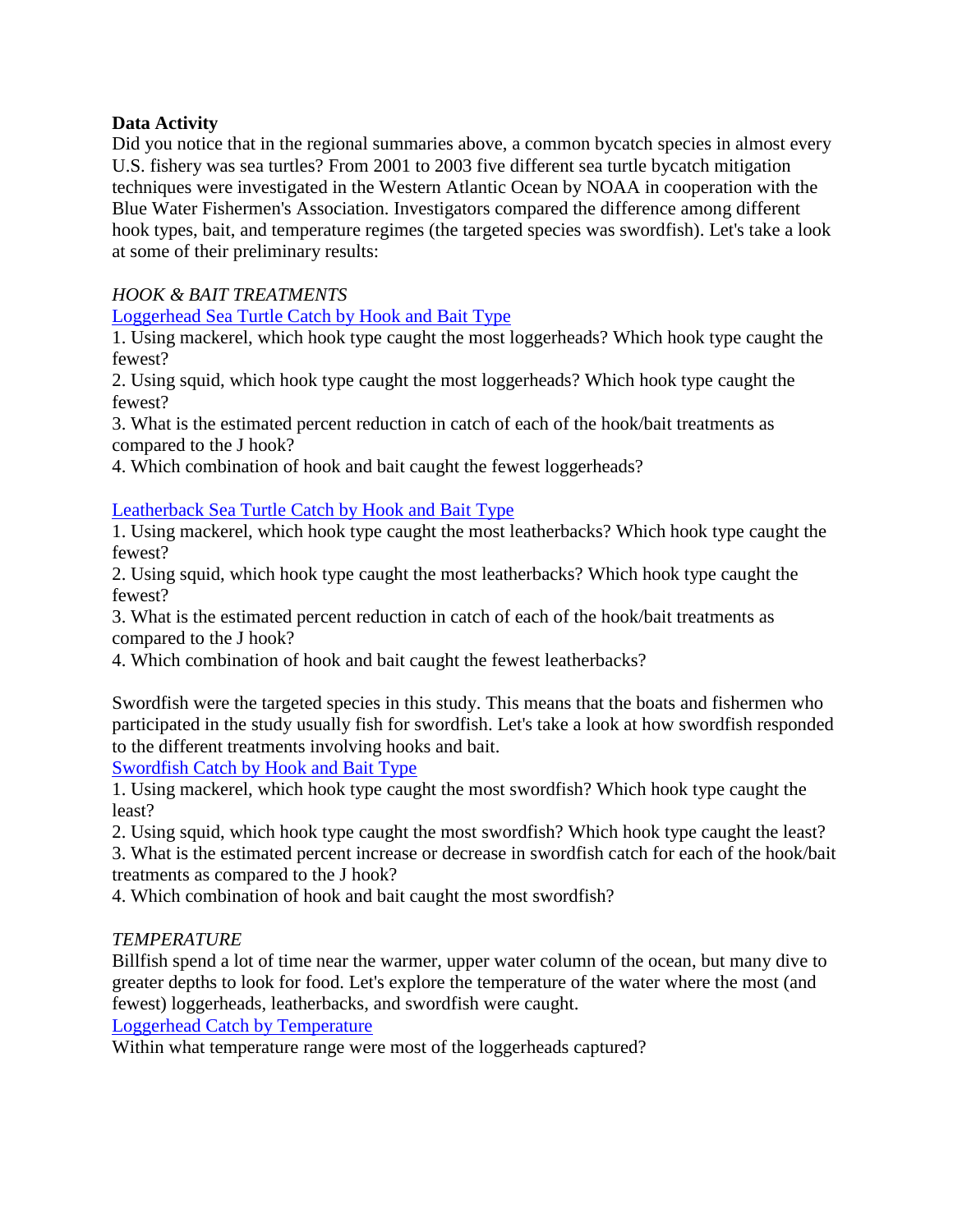**Data Activity**

Did you notice that in the regional summaries above, a common bycatch species in almost every U.S. fishery was sea turtles? From 2001 to 2003 five different sea turtle bycatch mitigation techniques were investigated in the Western Atlantic Ocean by NOAA in cooperation with the Blue Water Fishermen's Association. Investigators compared the difference among different hook types, bait, and temperature regimes (the targeted species was swordfish). Let's take a look at some of their preliminary results:

*HOOK & BAIT TREATMENTS*

Loggerhead Sea Turtle Catch by Hook and Bait Type

1. Using mackerel, which hook type caught the most loggerheads? Which hook type caught the fewest?
2. Using squid, which hook type caught the most loggerheads? Which hook type caught the fewest?
3. What is the estimated percent reduction in catch of each of the hook/bait treatments as compared to the J hook?
4. Which combination of hook and bait caught the fewest loggerheads?

Leatherback Sea Turtle Catch by Hook and Bait Type

1. Using mackerel, which hook type caught the most leatherbacks? Which hook type caught the fewest?
2. Using squid, which hook type caught the most leatherbacks? Which hook type caught the fewest?
3. What is the estimated percent reduction in catch of each of the hook/bait treatments as compared to the J hook?
4. Which combination of hook and bait caught the fewest leatherbacks?

Swordfish were the targeted species in this study. This means that the boats and fishermen who participated in the study usually fish for swordfish. Let's take a look at how swordfish responded to the different treatments involving hooks and bait.

Swordfish Catch by Hook and Bait Type

1. Using mackerel, which hook type caught the most swordfish? Which hook type caught the least?
2. Using squid, which hook type caught the most swordfish? Which hook type caught the least?
3. What is the estimated percent increase or decrease in swordfish catch for each of the hook/bait treatments as compared to the J hook?
4. Which combination of hook and bait caught the most swordfish?

*TEMPERATURE*

Billfish spend a lot of time near the warmer, upper water column of the ocean, but many dive to greater depths to look for food. Let's explore the temperature of the water where the most (and fewest) loggerheads, leatherbacks, and swordfish were caught.

Loggerhead Catch by Temperature

Within what temperature range were most of the loggerheads captured?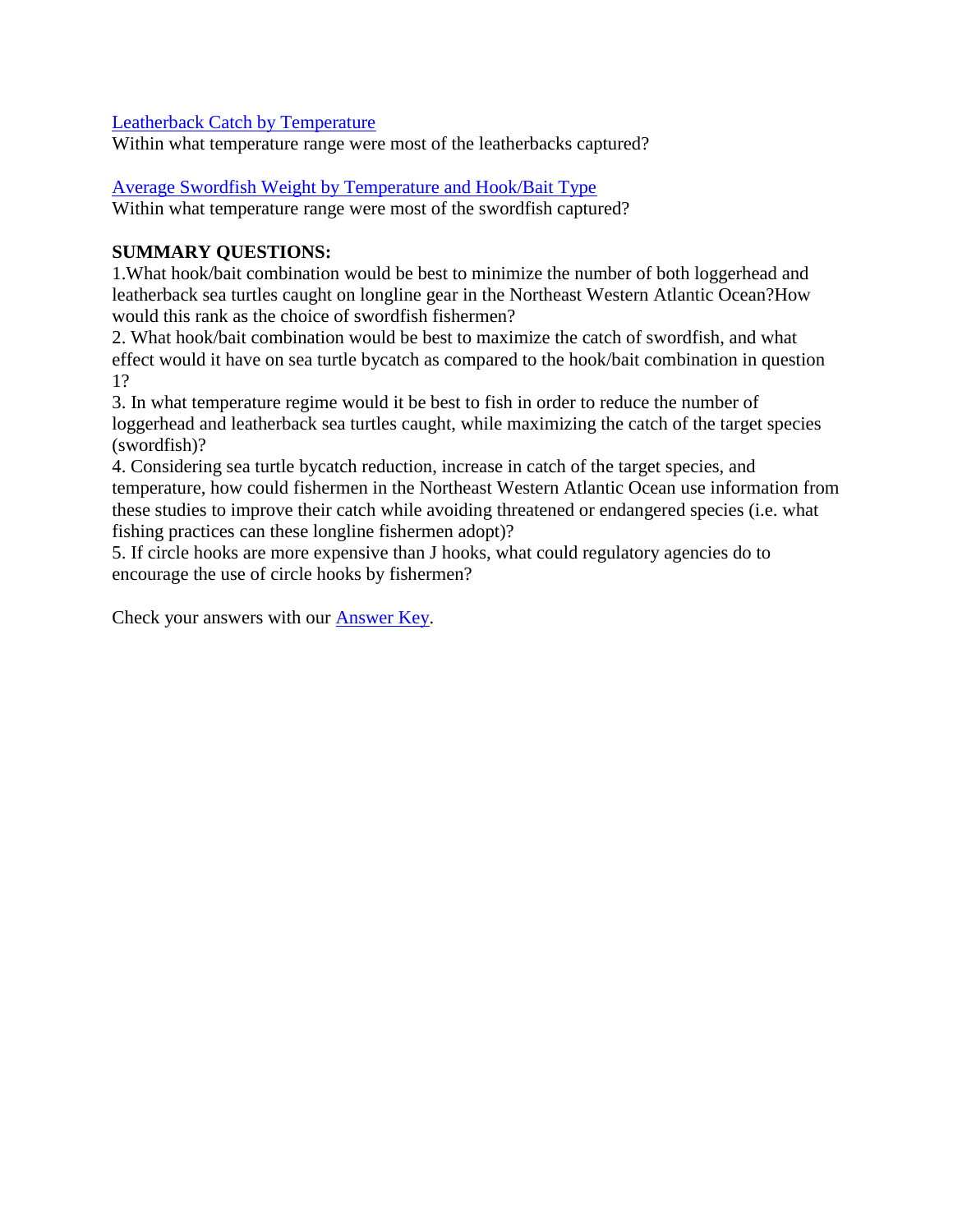Leatherback Catch by Temperature
Within what temperature range were most of the leatherbacks captured?

Average Swordfish Weight by Temperature and Hook/Bait Type
Within what temperature range were most of the swordfish captured?

**SUMMARY QUESTIONS:**

1.What hook/bait combination would be best to minimize the number of both loggerhead and leatherback sea turtles caught on longline gear in the Northeast Western Atlantic Ocean?How would this rank as the choice of swordfish fishermen?

2. What hook/bait combination would be best to maximize the catch of swordfish, and what effect would it have on sea turtle bycatch as compared to the hook/bait combination in question 1?

3. In what temperature regime would it be best to fish in order to reduce the number of loggerhead and leatherback sea turtles caught, while maximizing the catch of the target species (swordfish)?

4. Considering sea turtle bycatch reduction, increase in catch of the target species, and temperature, how could fishermen in the Northeast Western Atlantic Ocean use information from these studies to improve their catch while avoiding threatened or endangered species (i.e. what fishing practices can these longline fishermen adopt)?

5. If circle hooks are more expensive than J hooks, what could regulatory agencies do to encourage the use of circle hooks by fishermen?

Check your answers with our Answer Key.